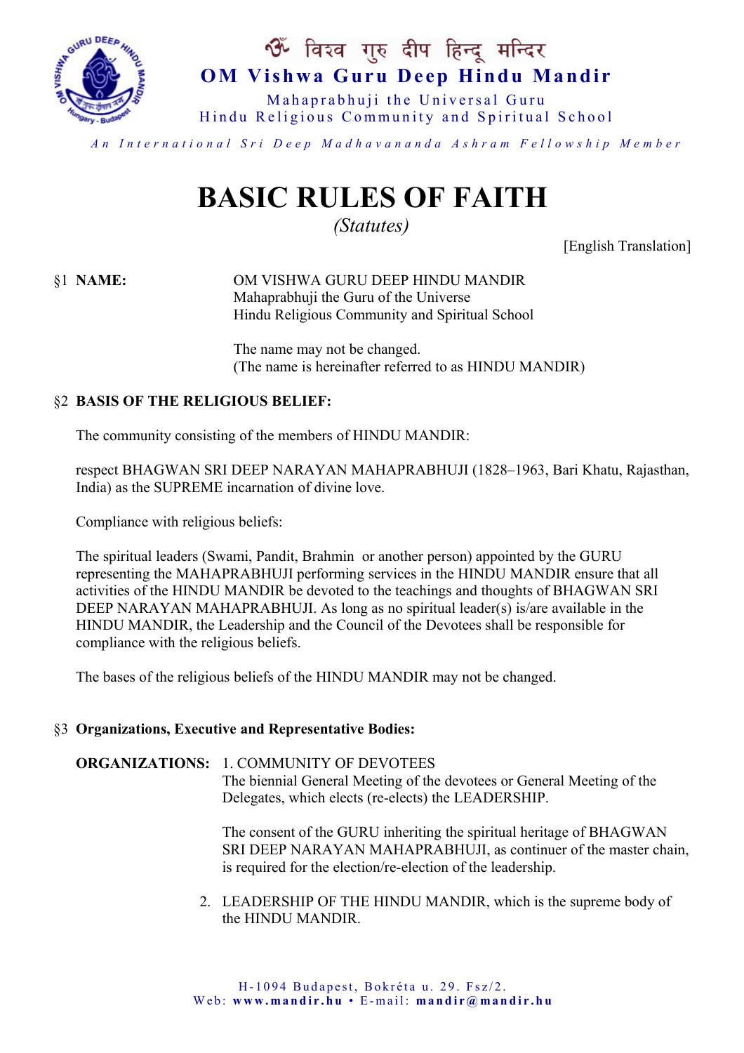ॐ विश्व गुरु दीप हिन्दू मन्दिर

**OM Vishwa Guru Deep Hindu Mandir**

Mahaprabhuji the Universal Guru
Hindu Religious Community and Spiritual School

*An International Sri Deep Madhavananda Ashram Fellowship Member*

# BASIC RULES OF FAITH

*(Statutes)*

[English Translation]

§1 **NAME:**

OM VISHWA GURU DEEP HINDU MANDIR
Mahaprabhuji the Guru of the Universe
Hindu Religious Community and Spiritual School

The name may not be changed.
(The name is hereinafter referred to as HINDU MANDIR)

§2 **BASIS OF THE RELIGIOUS BELIEF:**

The community consisting of the members of HINDU MANDIR:

respect BHAGWAN SRI DEEP NARAYAN MAHAPRABHUJI (1828–1963, Bari Khatu, Rajasthan, India) as the SUPREME incarnation of divine love.

Compliance with religious beliefs:

The spiritual leaders (Swami, Pandit, Brahmin or another person) appointed by the GURU representing the MAHAPRABHUJI performing services in the HINDU MANDIR ensure that all activities of the HINDU MANDIR be devoted to the teachings and thoughts of BHAGWAN SRI DEEP NARAYAN MAHAPRABHUJI. As long as no spiritual leader(s) is/are available in the HINDU MANDIR, the Leadership and the Council of the Devotees shall be responsible for compliance with the religious beliefs.

The bases of the religious beliefs of the HINDU MANDIR may not be changed.

§3 **Organizations, Executive and Representative Bodies:**

**ORGANIZATIONS:**

1. COMMUNITY OF DEVOTEES
   The biennial General Meeting of the devotees or General Meeting of the Delegates, which elects (re-elects) the LEADERSHIP.

   The consent of the GURU inheriting the spiritual heritage of BHAGWAN SRI DEEP NARAYAN MAHAPRABHUJI, as continuer of the master chain, is required for the election/re-election of the leadership.

2. LEADERSHIP OF THE HINDU MANDIR, which is the supreme body of the HINDU MANDIR.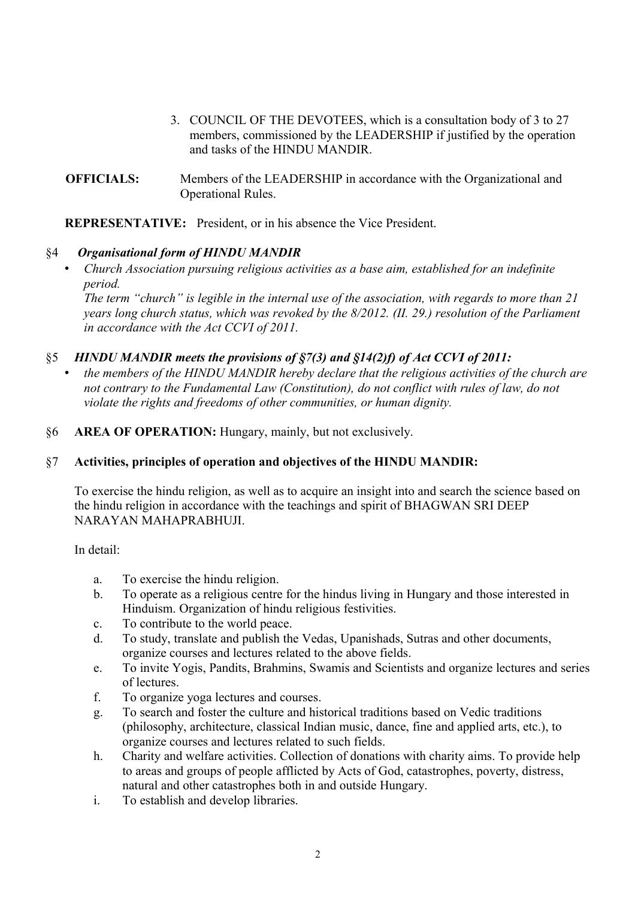3. COUNCIL OF THE DEVOTEES, which is a consultation body of 3 to 27 members, commissioned by the LEADERSHIP if justified by the operation and tasks of the HINDU MANDIR.

**OFFICIALS:** Members of the LEADERSHIP in accordance with the Organizational and Operational Rules.

**REPRESENTATIVE:** President, or in his absence the Vice President.

§4 ***Organisational form of HINDU MANDIR***

- *Church Association pursuing religious activities as a base aim, established for an indefinite period.*
  *The term "church" is legible in the internal use of the association, with regards to more than 21 years long church status, which was revoked by the 8/2012. (II. 29.) resolution of the Parliament in accordance with the Act CCVI of 2011.*

§5 ***HINDU MANDIR meets the provisions of §7(3) and §14(2)f) of Act CCVI of 2011:***

- *the members of the HINDU MANDIR hereby declare that the religious activities of the church are not contrary to the Fundamental Law (Constitution), do not conflict with rules of law, do not violate the rights and freedoms of other communities, or human dignity.*

§6 **AREA OF OPERATION:** Hungary, mainly, but not exclusively.

§7 **Activities, principles of operation and objectives of the HINDU MANDIR:**

To exercise the hindu religion, as well as to acquire an insight into and search the science based on the hindu religion in accordance with the teachings and spirit of BHAGWAN SRI DEEP NARAYAN MAHAPRABHUJI.

In detail:

a. To exercise the hindu religion.
b. To operate as a religious centre for the hindus living in Hungary and those interested in Hinduism. Organization of hindu religious festivities.
c. To contribute to the world peace.
d. To study, translate and publish the Vedas, Upanishads, Sutras and other documents, organize courses and lectures related to the above fields.
e. To invite Yogis, Pandits, Brahmins, Swamis and Scientists and organize lectures and series of lectures.
f. To organize yoga lectures and courses.
g. To search and foster the culture and historical traditions based on Vedic traditions (philosophy, architecture, classical Indian music, dance, fine and applied arts, etc.), to organize courses and lectures related to such fields.
h. Charity and welfare activities. Collection of donations with charity aims. To provide help to areas and groups of people afflicted by Acts of God, catastrophes, poverty, distress, natural and other catastrophes both in and outside Hungary.
i. To establish and develop libraries.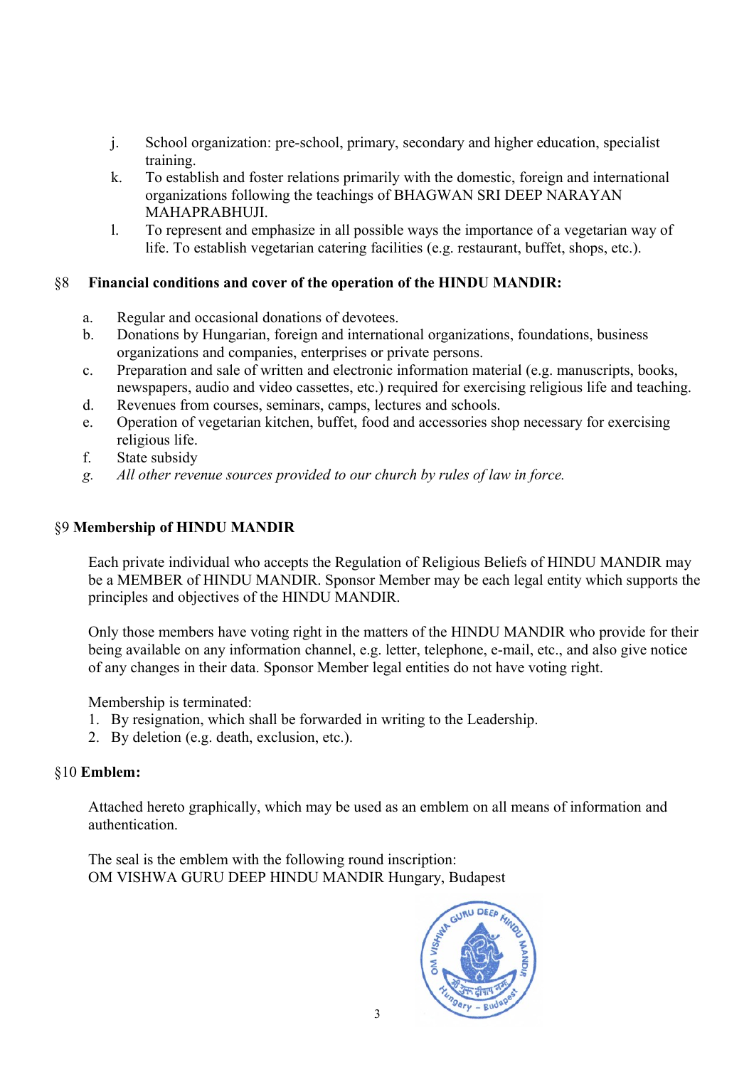j. School organization: pre-school, primary, secondary and higher education, specialist training.
k. To establish and foster relations primarily with the domestic, foreign and international organizations following the teachings of BHAGWAN SRI DEEP NARAYAN MAHAPRABHUJI.
l. To represent and emphasize in all possible ways the importance of a vegetarian way of life. To establish vegetarian catering facilities (e.g. restaurant, buffet, shops, etc.).

## §8 Financial conditions and cover of the operation of the HINDU MANDIR:

a. Regular and occasional donations of devotees.
b. Donations by Hungarian, foreign and international organizations, foundations, business organizations and companies, enterprises or private persons.
c. Preparation and sale of written and electronic information material (e.g. manuscripts, books, newspapers, audio and video cassettes, etc.) required for exercising religious life and teaching.
d. Revenues from courses, seminars, camps, lectures and schools.
e. Operation of vegetarian kitchen, buffet, food and accessories shop necessary for exercising religious life.
f. State subsidy
*g. All other revenue sources provided to our church by rules of law in force.*

## §9 Membership of HINDU MANDIR

Each private individual who accepts the Regulation of Religious Beliefs of HINDU MANDIR may be a MEMBER of HINDU MANDIR. Sponsor Member may be each legal entity which supports the principles and objectives of the HINDU MANDIR.

Only those members have voting right in the matters of the HINDU MANDIR who provide for their being available on any information channel, e.g. letter, telephone, e-mail, etc., and also give notice of any changes in their data. Sponsor Member legal entities do not have voting right.

Membership is terminated:

1. By resignation, which shall be forwarded in writing to the Leadership.
2. By deletion (e.g. death, exclusion, etc.).

## §10 Emblem:

Attached hereto graphically, which may be used as an emblem on all means of information and authentication.

The seal is the emblem with the following round inscription:
OM VISHWA GURU DEEP HINDU MANDIR Hungary, Budapest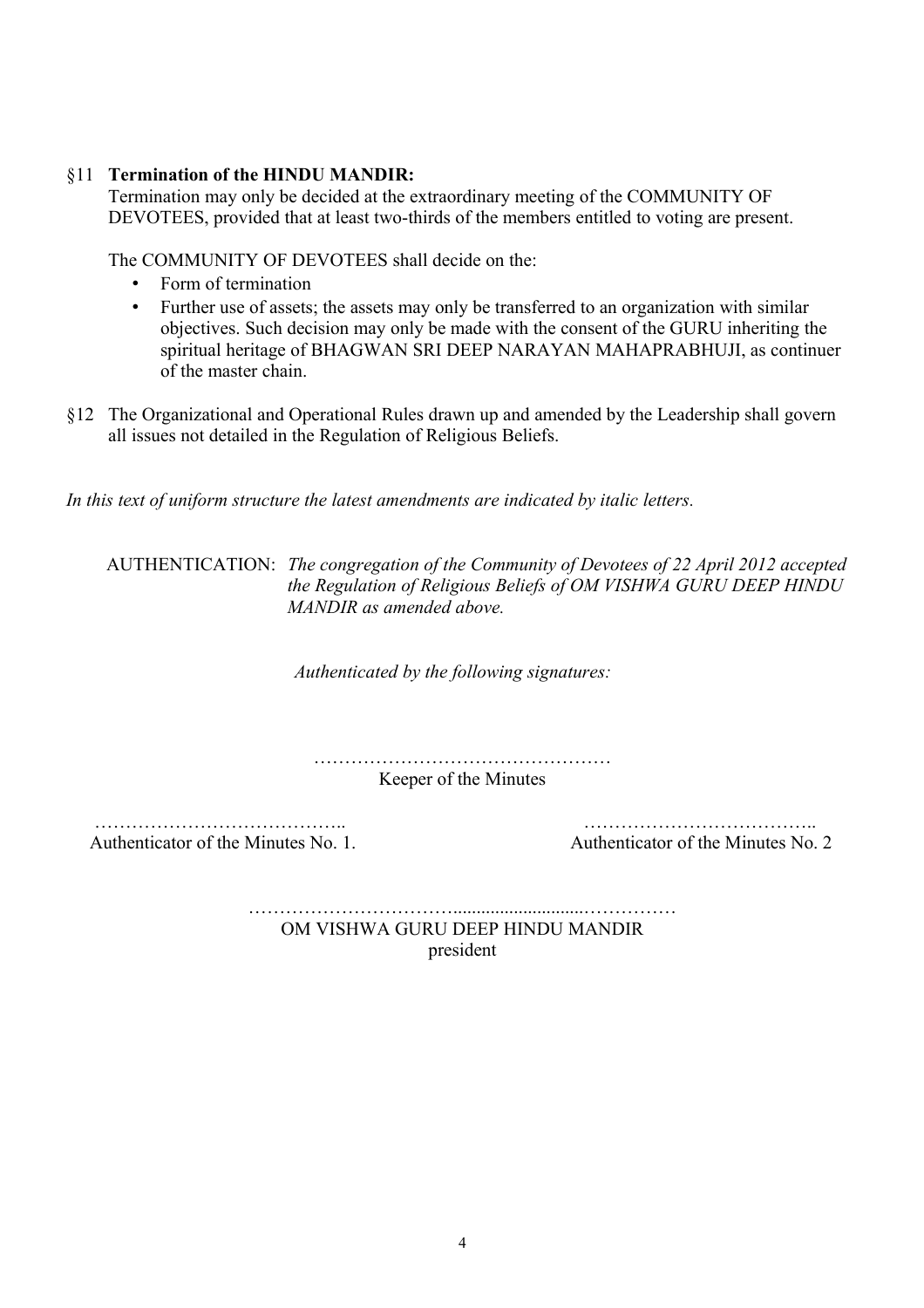§11 **Termination of the HINDU MANDIR:**
Termination may only be decided at the extraordinary meeting of the COMMUNITY OF DEVOTEES, provided that at least two-thirds of the members entitled to voting are present.

The COMMUNITY OF DEVOTEES shall decide on the:

- Form of termination
- Further use of assets; the assets may only be transferred to an organization with similar objectives. Such decision may only be made with the consent of the GURU inheriting the spiritual heritage of BHAGWAN SRI DEEP NARAYAN MAHAPRABHUJI, as continuer of the master chain.

§12 The Organizational and Operational Rules drawn up and amended by the Leadership shall govern all issues not detailed in the Regulation of Religious Beliefs.

*In this text of uniform structure the latest amendments are indicated by italic letters.*

AUTHENTICATION: *The congregation of the Community of Devotees of 22 April 2012 accepted the Regulation of Religious Beliefs of OM VISHWA GURU DEEP HINDU MANDIR as amended above.*

*Authenticated by the following signatures:*

…………………………………………
Keeper of the Minutes

………………………………….. Authenticator of the Minutes No. 1.

……………………………….. Authenticator of the Minutes No. 2

……………………………..........................……………
OM VISHWA GURU DEEP HINDU MANDIR
president